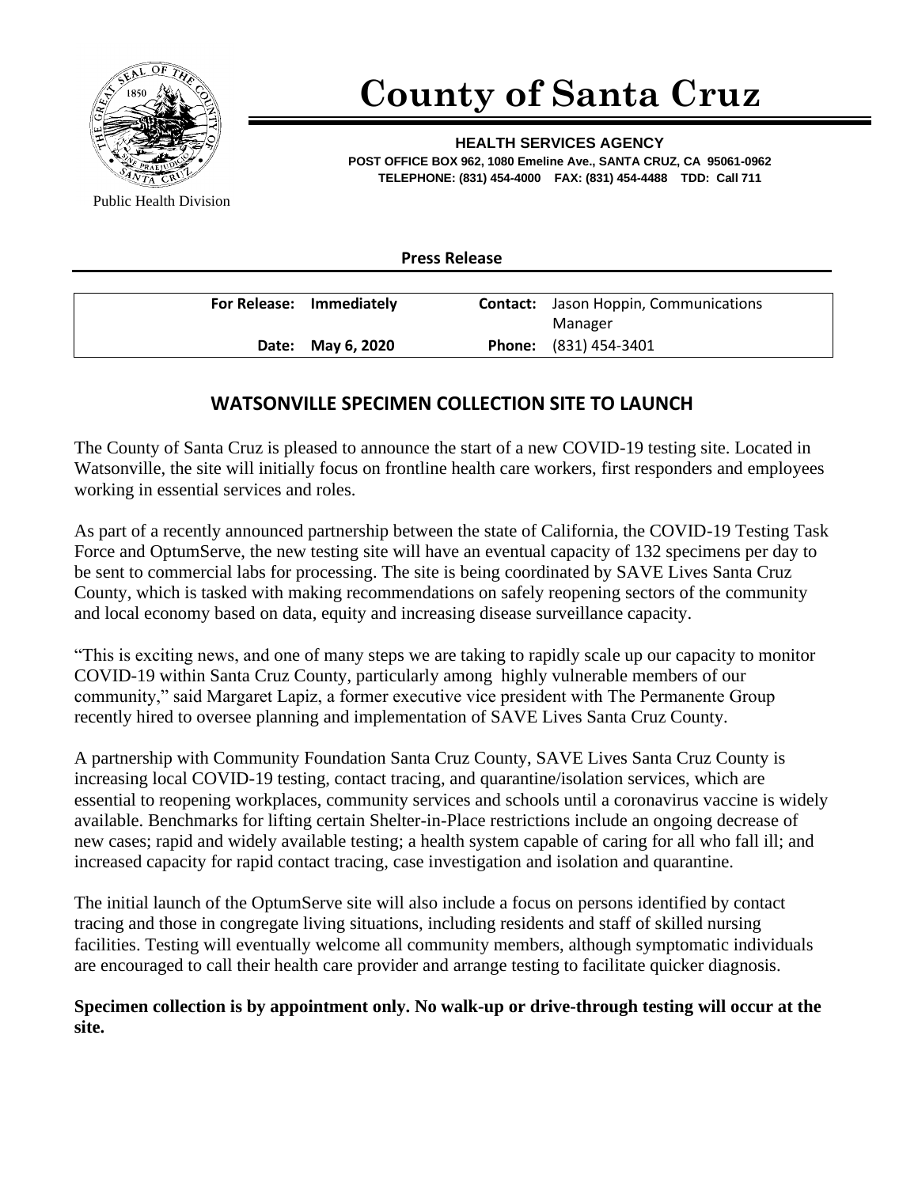# County of Santa Cruz

**HEALTH SERVICES AGENCY**
**POST OFFICE BOX 962, 1080 Emeline Ave., SANTA CRUZ, CA 95061-0962**
**TELEPHONE: (831) 454-4000 FAX: (831) 454-4488 TDD: Call 711**

Public Health Division

**Press Release**

| | | | |
|---|---|---|---|
| **For Release:** | **Immediately** | **Contact:** | Jason Hoppin, Communications Manager |
| **Date:** | **May 6, 2020** | **Phone:** | (831) 454-3401 |

## WATSONVILLE SPECIMEN COLLECTION SITE TO LAUNCH

The County of Santa Cruz is pleased to announce the start of a new COVID-19 testing site. Located in Watsonville, the site will initially focus on frontline health care workers, first responders and employees working in essential services and roles.

As part of a recently announced partnership between the state of California, the COVID-19 Testing Task Force and OptumServe, the new testing site will have an eventual capacity of 132 specimens per day to be sent to commercial labs for processing. The site is being coordinated by SAVE Lives Santa Cruz County, which is tasked with making recommendations on safely reopening sectors of the community and local economy based on data, equity and increasing disease surveillance capacity.

"This is exciting news, and one of many steps we are taking to rapidly scale up our capacity to monitor COVID-19 within Santa Cruz County, particularly among highly vulnerable members of our community," said Margaret Lapiz, a former executive vice president with The Permanente Group recently hired to oversee planning and implementation of SAVE Lives Santa Cruz County.

A partnership with Community Foundation Santa Cruz County, SAVE Lives Santa Cruz County is increasing local COVID-19 testing, contact tracing, and quarantine/isolation services, which are essential to reopening workplaces, community services and schools until a coronavirus vaccine is widely available. Benchmarks for lifting certain Shelter-in-Place restrictions include an ongoing decrease of new cases; rapid and widely available testing; a health system capable of caring for all who fall ill; and increased capacity for rapid contact tracing, case investigation and isolation and quarantine.

The initial launch of the OptumServe site will also include a focus on persons identified by contact tracing and those in congregate living situations, including residents and staff of skilled nursing facilities. Testing will eventually welcome all community members, although symptomatic individuals are encouraged to call their health care provider and arrange testing to facilitate quicker diagnosis.

**Specimen collection is by appointment only. No walk-up or drive-through testing will occur at the site.**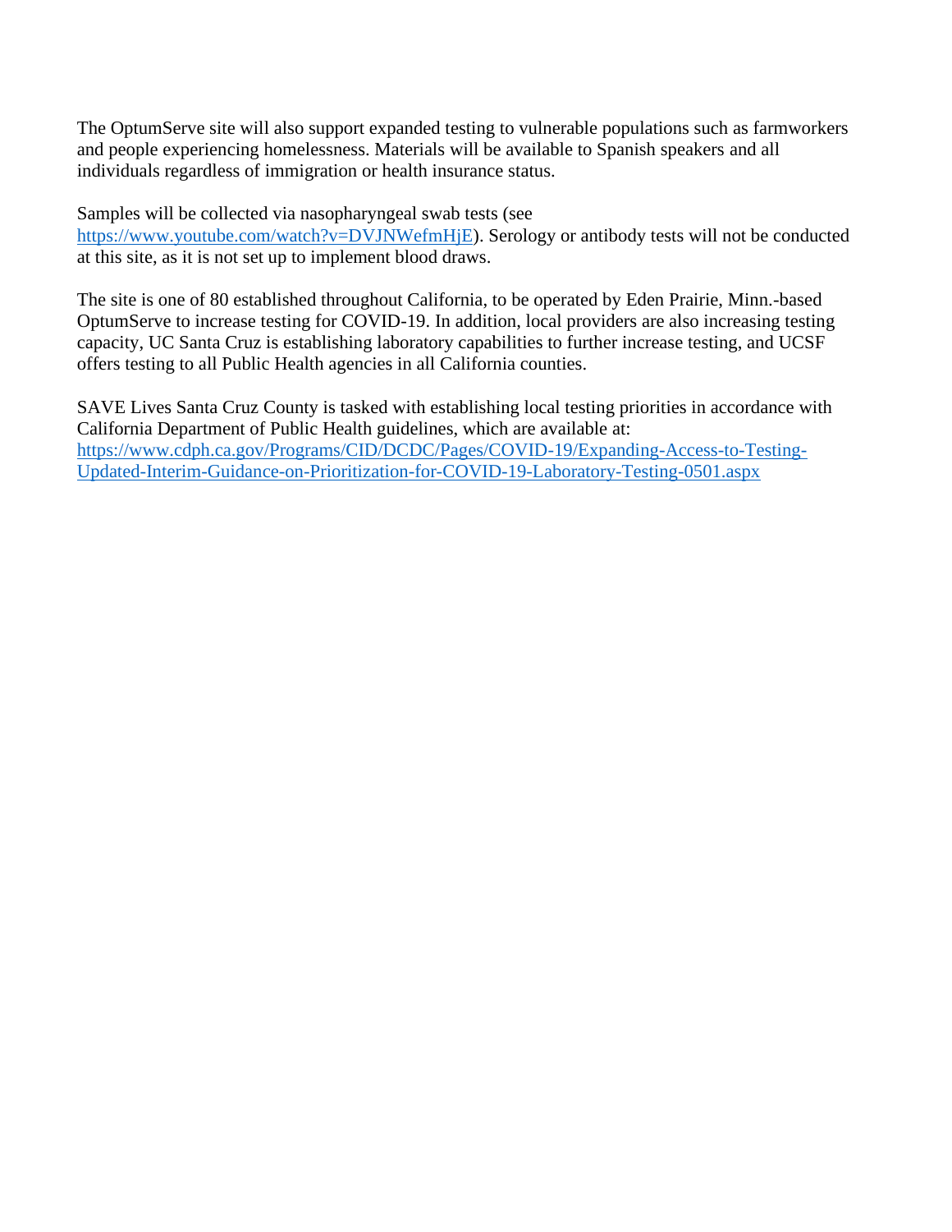The OptumServe site will also support expanded testing to vulnerable populations such as farmworkers and people experiencing homelessness. Materials will be available to Spanish speakers and all individuals regardless of immigration or health insurance status.

Samples will be collected via nasopharyngeal swab tests (see https://www.youtube.com/watch?v=DVJNWefmHjE). Serology or antibody tests will not be conducted at this site, as it is not set up to implement blood draws.

The site is one of 80 established throughout California, to be operated by Eden Prairie, Minn.-based OptumServe to increase testing for COVID-19. In addition, local providers are also increasing testing capacity, UC Santa Cruz is establishing laboratory capabilities to further increase testing, and UCSF offers testing to all Public Health agencies in all California counties.

SAVE Lives Santa Cruz County is tasked with establishing local testing priorities in accordance with California Department of Public Health guidelines, which are available at: https://www.cdph.ca.gov/Programs/CID/DCDC/Pages/COVID-19/Expanding-Access-to-Testing-Updated-Interim-Guidance-on-Prioritization-for-COVID-19-Laboratory-Testing-0501.aspx